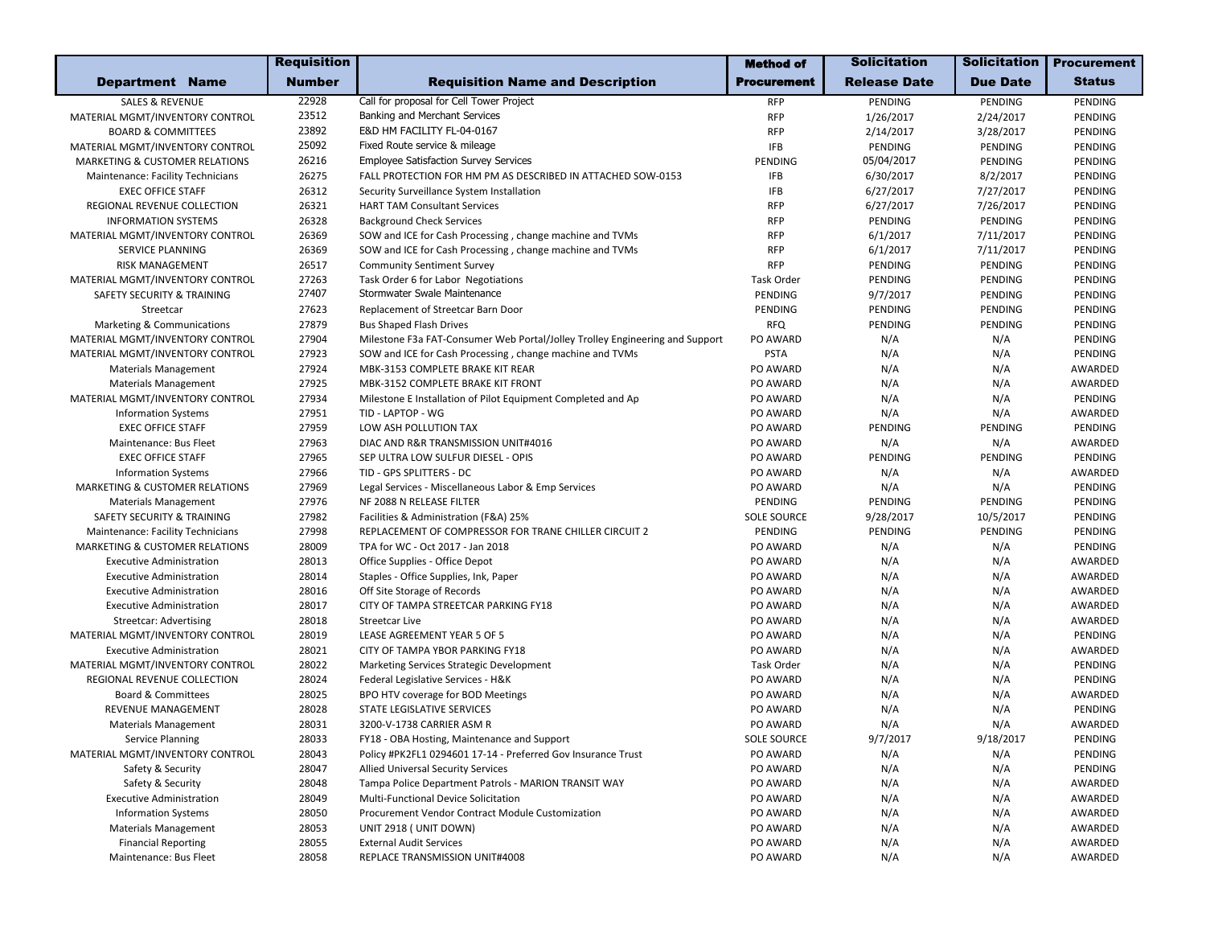| Department Name | Requisition Number | Requisition Name and Description | Method of Procurement | Solicitation Release Date | Solicitation Due Date | Procurement Status |
|---|---|---|---|---|---|---|
| SALES & REVENUE | 22928 | Call for proposal for Cell Tower Project | RFP | PENDING | PENDING | PENDING |
| MATERIAL MGMT/INVENTORY CONTROL | 23512 | Banking and Merchant Services | RFP | 1/26/2017 | 2/24/2017 | PENDING |
| BOARD & COMMITTEES | 23892 | E&D HM FACILITY FL-04-0167 | RFP | 2/14/2017 | 3/28/2017 | PENDING |
| MATERIAL MGMT/INVENTORY CONTROL | 25092 | Fixed Route service & mileage | IFB | PENDING | PENDING | PENDING |
| MARKETING & CUSTOMER RELATIONS | 26216 | Employee Satisfaction Survey Services | PENDING | 05/04/2017 | PENDING | PENDING |
| Maintenance: Facility Technicians | 26275 | FALL PROTECTION FOR HM PM AS DESCRIBED IN ATTACHED SOW-0153 | IFB | 6/30/2017 | 8/2/2017 | PENDING |
| EXEC OFFICE STAFF | 26312 | Security Surveillance System Installation | IFB | 6/27/2017 | 7/27/2017 | PENDING |
| REGIONAL REVENUE COLLECTION | 26321 | HART TAM Consultant Services | RFP | 6/27/2017 | 7/26/2017 | PENDING |
| INFORMATION SYSTEMS | 26328 | Background Check Services | RFP | PENDING | PENDING | PENDING |
| MATERIAL MGMT/INVENTORY CONTROL | 26369 | SOW and ICE for Cash Processing , change machine and TVMs | RFP | 6/1/2017 | 7/11/2017 | PENDING |
| SERVICE PLANNING | 26369 | SOW and ICE for Cash Processing , change machine and TVMs | RFP | 6/1/2017 | 7/11/2017 | PENDING |
| RISK MANAGEMENT | 26517 | Community Sentiment Survey | RFP | PENDING | PENDING | PENDING |
| MATERIAL MGMT/INVENTORY CONTROL | 27263 | Task Order 6 for Labor Negotiations | Task Order | PENDING | PENDING | PENDING |
| SAFETY SECURITY & TRAINING | 27407 | Stormwater Swale Maintenance | PENDING | 9/7/2017 | PENDING | PENDING |
| Streetcar | 27623 | Replacement of Streetcar Barn Door | PENDING | PENDING | PENDING | PENDING |
| Marketing & Communications | 27879 | Bus Shaped Flash Drives | RFQ | PENDING | PENDING | PENDING |
| MATERIAL MGMT/INVENTORY CONTROL | 27904 | Milestone F3a FAT-Consumer Web Portal/Jolley Trolley Engineering and Support | PO AWARD | N/A | N/A | PENDING |
| MATERIAL MGMT/INVENTORY CONTROL | 27923 | SOW and ICE for Cash Processing , change machine and TVMs | PSTA | N/A | N/A | PENDING |
| Materials Management | 27924 | MBK-3153 COMPLETE BRAKE KIT REAR | PO AWARD | N/A | N/A | AWARDED |
| Materials Management | 27925 | MBK-3152 COMPLETE BRAKE KIT FRONT | PO AWARD | N/A | N/A | AWARDED |
| MATERIAL MGMT/INVENTORY CONTROL | 27934 | Milestone E Installation of Pilot Equipment Completed and Ap | PO AWARD | N/A | N/A | PENDING |
| Information Systems | 27951 | TID - LAPTOP - WG | PO AWARD | N/A | N/A | AWARDED |
| EXEC OFFICE STAFF | 27959 | LOW ASH POLLUTION TAX | PO AWARD | PENDING | PENDING | PENDING |
| Maintenance: Bus Fleet | 27963 | DIAC AND R&R TRANSMISSION UNIT#4016 | PO AWARD | N/A | N/A | AWARDED |
| EXEC OFFICE STAFF | 27965 | SEP ULTRA LOW SULFUR DIESEL - OPIS | PO AWARD | PENDING | PENDING | PENDING |
| Information Systems | 27966 | TID - GPS SPLITTERS - DC | PO AWARD | N/A | N/A | AWARDED |
| MARKETING & CUSTOMER RELATIONS | 27969 | Legal Services - Miscellaneous Labor & Emp Services | PO AWARD | N/A | N/A | PENDING |
| Materials Management | 27976 | NF 2088 N RELEASE FILTER | PENDING | PENDING | PENDING | PENDING |
| SAFETY SECURITY & TRAINING | 27982 | Facilities & Administration (F&A) 25% | SOLE SOURCE | 9/28/2017 | 10/5/2017 | PENDING |
| Maintenance: Facility Technicians | 27998 | REPLACEMENT OF COMPRESSOR FOR TRANE CHILLER CIRCUIT 2 | PENDING | PENDING | PENDING | PENDING |
| MARKETING & CUSTOMER RELATIONS | 28009 | TPA for WC - Oct 2017 - Jan 2018 | PO AWARD | N/A | N/A | PENDING |
| Executive Administration | 28013 | Office Supplies - Office Depot | PO AWARD | N/A | N/A | AWARDED |
| Executive Administration | 28014 | Staples - Office Supplies, Ink, Paper | PO AWARD | N/A | N/A | AWARDED |
| Executive Administration | 28016 | Off Site Storage of Records | PO AWARD | N/A | N/A | AWARDED |
| Executive Administration | 28017 | CITY OF TAMPA STREETCAR PARKING FY18 | PO AWARD | N/A | N/A | AWARDED |
| Streetcar: Advertising | 28018 | Streetcar Live | PO AWARD | N/A | N/A | AWARDED |
| MATERIAL MGMT/INVENTORY CONTROL | 28019 | LEASE AGREEMENT YEAR 5 OF 5 | PO AWARD | N/A | N/A | PENDING |
| Executive Administration | 28021 | CITY OF TAMPA YBOR PARKING FY18 | PO AWARD | N/A | N/A | AWARDED |
| MATERIAL MGMT/INVENTORY CONTROL | 28022 | Marketing Services Strategic Development | Task Order | N/A | N/A | PENDING |
| REGIONAL REVENUE COLLECTION | 28024 | Federal Legislative Services - H&K | PO AWARD | N/A | N/A | PENDING |
| Board & Committees | 28025 | BPO HTV coverage for BOD Meetings | PO AWARD | N/A | N/A | AWARDED |
| REVENUE MANAGEMENT | 28028 | STATE LEGISLATIVE SERVICES | PO AWARD | N/A | N/A | PENDING |
| Materials Management | 28031 | 3200-V-1738 CARRIER ASM R | PO AWARD | N/A | N/A | AWARDED |
| Service Planning | 28033 | FY18 - OBA Hosting, Maintenance and Support | SOLE SOURCE | 9/7/2017 | 9/18/2017 | PENDING |
| MATERIAL MGMT/INVENTORY CONTROL | 28043 | Policy #PK2FL1 0294601 17-14 - Preferred Gov Insurance Trust | PO AWARD | N/A | N/A | PENDING |
| Safety & Security | 28047 | Allied Universal Security Services | PO AWARD | N/A | N/A | PENDING |
| Safety & Security | 28048 | Tampa Police Department Patrols - MARION TRANSIT WAY | PO AWARD | N/A | N/A | AWARDED |
| Executive Administration | 28049 | Multi-Functional Device Solicitation | PO AWARD | N/A | N/A | AWARDED |
| Information Systems | 28050 | Procurement Vendor Contract Module Customization | PO AWARD | N/A | N/A | AWARDED |
| Materials Management | 28053 | UNIT 2918 ( UNIT DOWN) | PO AWARD | N/A | N/A | AWARDED |
| Financial Reporting | 28055 | External Audit Services | PO AWARD | N/A | N/A | AWARDED |
| Maintenance: Bus Fleet | 28058 | REPLACE TRANSMISSION UNIT#4008 | PO AWARD | N/A | N/A | AWARDED |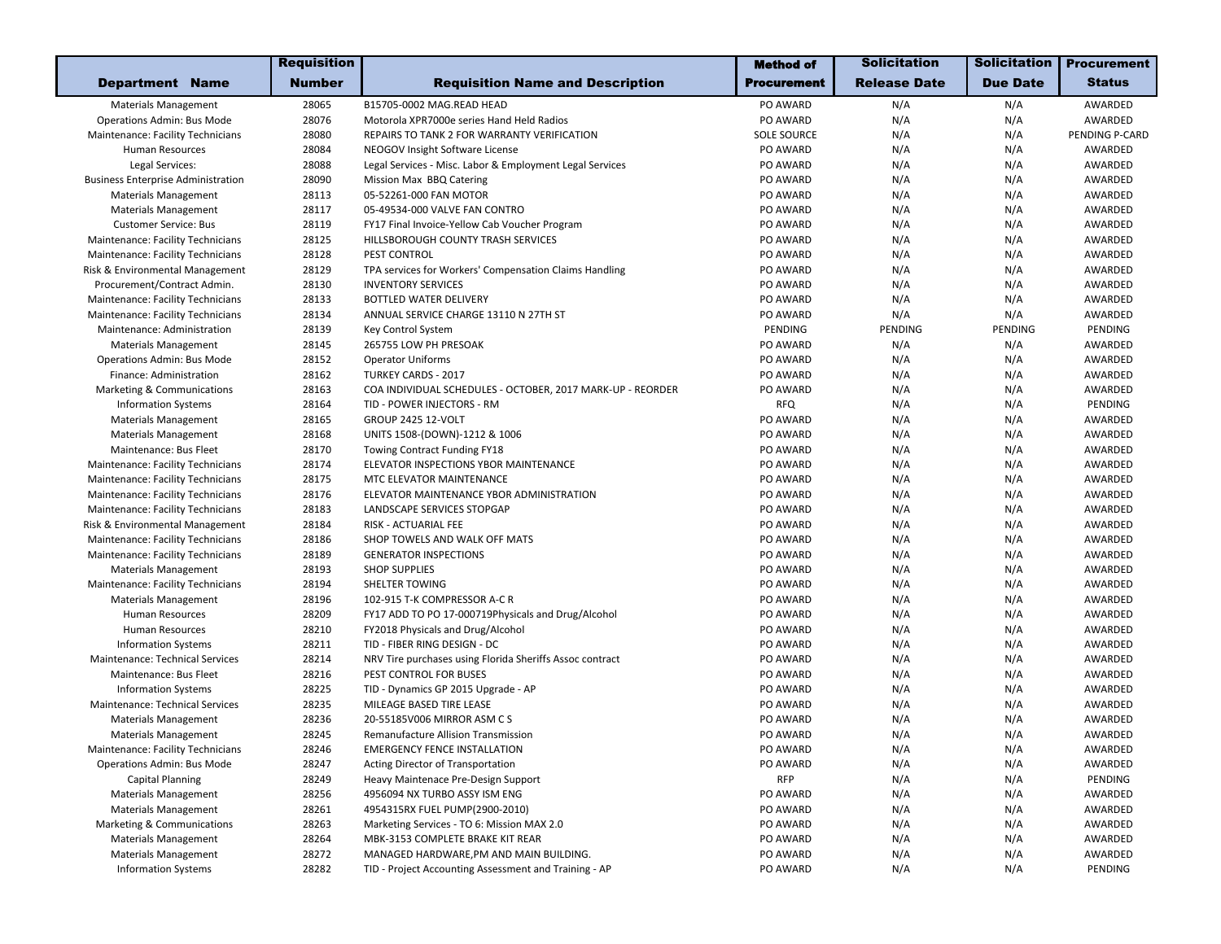| Department Name | Requisition Number | Requisition Name and Description | Method of Procurement | Solicitation Release Date | Solicitation Due Date | Procurement Status |
|---|---|---|---|---|---|---|
| Materials Management | 28065 | B15705-0002 MAG.READ HEAD | PO AWARD | N/A | N/A | AWARDED |
| Operations Admin: Bus Mode | 28076 | Motorola XPR7000e series Hand Held Radios | PO AWARD | N/A | N/A | AWARDED |
| Maintenance: Facility Technicians | 28080 | REPAIRS TO TANK 2 FOR WARRANTY VERIFICATION | SOLE SOURCE | N/A | N/A | PENDING P-CARD |
| Human Resources | 28084 | NEOGOV Insight Software License | PO AWARD | N/A | N/A | AWARDED |
| Legal Services: | 28088 | Legal Services - Misc. Labor & Employment Legal Services | PO AWARD | N/A | N/A | AWARDED |
| Business Enterprise Administration | 28090 | Mission Max BBQ Catering | PO AWARD | N/A | N/A | AWARDED |
| Materials Management | 28113 | 05-52261-000 FAN MOTOR | PO AWARD | N/A | N/A | AWARDED |
| Materials Management | 28117 | 05-49534-000 VALVE FAN CONTRO | PO AWARD | N/A | N/A | AWARDED |
| Customer Service: Bus | 28119 | FY17 Final Invoice-Yellow Cab Voucher Program | PO AWARD | N/A | N/A | AWARDED |
| Maintenance: Facility Technicians | 28125 | HILLSBOROUGH COUNTY TRASH SERVICES | PO AWARD | N/A | N/A | AWARDED |
| Maintenance: Facility Technicians | 28128 | PEST CONTROL | PO AWARD | N/A | N/A | AWARDED |
| Risk & Environmental Management | 28129 | TPA services for Workers' Compensation Claims Handling | PO AWARD | N/A | N/A | AWARDED |
| Procurement/Contract Admin. | 28130 | INVENTORY SERVICES | PO AWARD | N/A | N/A | AWARDED |
| Maintenance: Facility Technicians | 28133 | BOTTLED WATER DELIVERY | PO AWARD | N/A | N/A | AWARDED |
| Maintenance: Facility Technicians | 28134 | ANNUAL SERVICE CHARGE 13110 N 27TH ST | PO AWARD | N/A | N/A | AWARDED |
| Maintenance: Administration | 28139 | Key Control System | PENDING | PENDING | PENDING | PENDING |
| Materials Management | 28145 | 265755 LOW PH PRESOAK | PO AWARD | N/A | N/A | AWARDED |
| Operations Admin: Bus Mode | 28152 | Operator Uniforms | PO AWARD | N/A | N/A | AWARDED |
| Finance: Administration | 28162 | TURKEY CARDS - 2017 | PO AWARD | N/A | N/A | AWARDED |
| Marketing & Communications | 28163 | COA INDIVIDUAL SCHEDULES - OCTOBER, 2017 MARK-UP - REORDER | PO AWARD | N/A | N/A | AWARDED |
| Information Systems | 28164 | TID - POWER INJECTORS - RM | RFQ | N/A | N/A | PENDING |
| Materials Management | 28165 | GROUP 2425 12-VOLT | PO AWARD | N/A | N/A | AWARDED |
| Materials Management | 28168 | UNITS 1508-(DOWN)-1212 & 1006 | PO AWARD | N/A | N/A | AWARDED |
| Maintenance: Bus Fleet | 28170 | Towing Contract Funding FY18 | PO AWARD | N/A | N/A | AWARDED |
| Maintenance: Facility Technicians | 28174 | ELEVATOR INSPECTIONS YBOR MAINTENANCE | PO AWARD | N/A | N/A | AWARDED |
| Maintenance: Facility Technicians | 28175 | MTC ELEVATOR MAINTENANCE | PO AWARD | N/A | N/A | AWARDED |
| Maintenance: Facility Technicians | 28176 | ELEVATOR MAINTENANCE YBOR ADMINISTRATION | PO AWARD | N/A | N/A | AWARDED |
| Maintenance: Facility Technicians | 28183 | LANDSCAPE SERVICES STOPGAP | PO AWARD | N/A | N/A | AWARDED |
| Risk & Environmental Management | 28184 | RISK - ACTUARIAL FEE | PO AWARD | N/A | N/A | AWARDED |
| Maintenance: Facility Technicians | 28186 | SHOP TOWELS AND WALK OFF MATS | PO AWARD | N/A | N/A | AWARDED |
| Maintenance: Facility Technicians | 28189 | GENERATOR INSPECTIONS | PO AWARD | N/A | N/A | AWARDED |
| Materials Management | 28193 | SHOP SUPPLIES | PO AWARD | N/A | N/A | AWARDED |
| Maintenance: Facility Technicians | 28194 | SHELTER TOWING | PO AWARD | N/A | N/A | AWARDED |
| Materials Management | 28196 | 102-915 T-K COMPRESSOR A-C R | PO AWARD | N/A | N/A | AWARDED |
| Human Resources | 28209 | FY17 ADD TO PO 17-000719Physicals and Drug/Alcohol | PO AWARD | N/A | N/A | AWARDED |
| Human Resources | 28210 | FY2018 Physicals and Drug/Alcohol | PO AWARD | N/A | N/A | AWARDED |
| Information Systems | 28211 | TID - FIBER RING DESIGN - DC | PO AWARD | N/A | N/A | AWARDED |
| Maintenance: Technical Services | 28214 | NRV Tire purchases using Florida Sheriffs Assoc contract | PO AWARD | N/A | N/A | AWARDED |
| Maintenance: Bus Fleet | 28216 | PEST CONTROL FOR BUSES | PO AWARD | N/A | N/A | AWARDED |
| Information Systems | 28225 | TID - Dynamics GP 2015 Upgrade - AP | PO AWARD | N/A | N/A | AWARDED |
| Maintenance: Technical Services | 28235 | MILEAGE BASED TIRE LEASE | PO AWARD | N/A | N/A | AWARDED |
| Materials Management | 28236 | 20-55185V006 MIRROR ASM C S | PO AWARD | N/A | N/A | AWARDED |
| Materials Management | 28245 | Remanufacture Allision Transmission | PO AWARD | N/A | N/A | AWARDED |
| Maintenance: Facility Technicians | 28246 | EMERGENCY FENCE INSTALLATION | PO AWARD | N/A | N/A | AWARDED |
| Operations Admin: Bus Mode | 28247 | Acting Director of Transportation | PO AWARD | N/A | N/A | AWARDED |
| Capital Planning | 28249 | Heavy Maintenace Pre-Design Support | RFP | N/A | N/A | PENDING |
| Materials Management | 28256 | 4956094 NX TURBO ASSY ISM ENG | PO AWARD | N/A | N/A | AWARDED |
| Materials Management | 28261 | 4954315RX FUEL PUMP(2900-2010) | PO AWARD | N/A | N/A | AWARDED |
| Marketing & Communications | 28263 | Marketing Services - TO 6: Mission MAX 2.0 | PO AWARD | N/A | N/A | AWARDED |
| Materials Management | 28264 | MBK-3153 COMPLETE BRAKE KIT REAR | PO AWARD | N/A | N/A | AWARDED |
| Materials Management | 28272 | MANAGED HARDWARE,PM AND MAIN BUILDING. | PO AWARD | N/A | N/A | AWARDED |
| Information Systems | 28282 | TID - Project Accounting Assessment and Training - AP | PO AWARD | N/A | N/A | PENDING |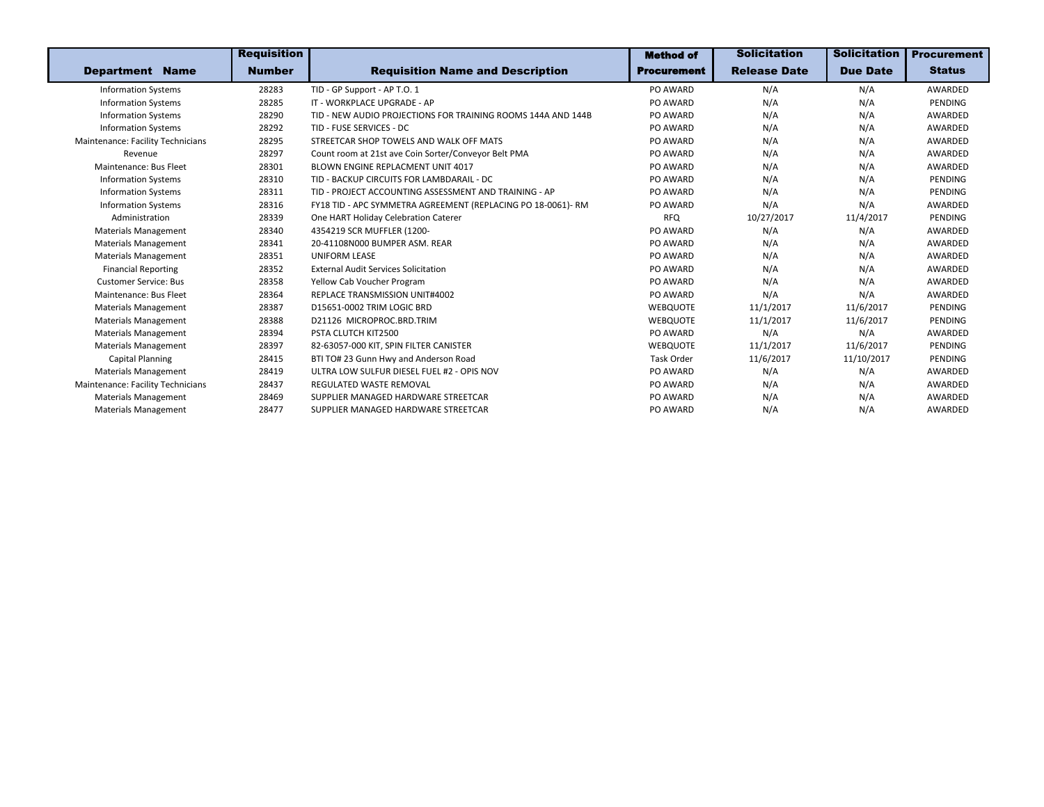| Department Name | Requisition Number | Requisition Name and Description | Method of Procurement | Solicitation Release Date | Solicitation Due Date | Procurement Status |
|---|---|---|---|---|---|---|
| Information Systems | 28283 | TID - GP Support - AP T.O. 1 | PO AWARD | N/A | N/A | AWARDED |
| Information Systems | 28285 | IT - WORKPLACE UPGRADE - AP | PO AWARD | N/A | N/A | PENDING |
| Information Systems | 28290 | TID - NEW AUDIO PROJECTIONS FOR TRAINING ROOMS 144A AND 144B | PO AWARD | N/A | N/A | AWARDED |
| Information Systems | 28292 | TID - FUSE SERVICES - DC | PO AWARD | N/A | N/A | AWARDED |
| Maintenance: Facility Technicians | 28295 | STREETCAR SHOP TOWELS AND WALK OFF MATS | PO AWARD | N/A | N/A | AWARDED |
| Revenue | 28297 | Count room at 21st ave Coin Sorter/Conveyor Belt PMA | PO AWARD | N/A | N/A | AWARDED |
| Maintenance: Bus Fleet | 28301 | BLOWN ENGINE REPLACMENT UNIT 4017 | PO AWARD | N/A | N/A | AWARDED |
| Information Systems | 28310 | TID - BACKUP CIRCUITS FOR LAMBDARAIL - DC | PO AWARD | N/A | N/A | PENDING |
| Information Systems | 28311 | TID - PROJECT ACCOUNTING ASSESSMENT AND TRAINING - AP | PO AWARD | N/A | N/A | PENDING |
| Information Systems | 28316 | FY18 TID - APC SYMMETRA AGREEMENT (REPLACING PO 18-0061)- RM | PO AWARD | N/A | N/A | AWARDED |
| Administration | 28339 | One HART Holiday Celebration Caterer | RFQ | 10/27/2017 | 11/4/2017 | PENDING |
| Materials Management | 28340 | 4354219 SCR MUFFLER (1200- | PO AWARD | N/A | N/A | AWARDED |
| Materials Management | 28341 | 20-41108N000 BUMPER ASM. REAR | PO AWARD | N/A | N/A | AWARDED |
| Materials Management | 28351 | UNIFORM LEASE | PO AWARD | N/A | N/A | AWARDED |
| Financial Reporting | 28352 | External Audit Services Solicitation | PO AWARD | N/A | N/A | AWARDED |
| Customer Service: Bus | 28358 | Yellow Cab Voucher Program | PO AWARD | N/A | N/A | AWARDED |
| Maintenance: Bus Fleet | 28364 | REPLACE TRANSMISSION UNIT#4002 | PO AWARD | N/A | N/A | AWARDED |
| Materials Management | 28387 | D15651-0002 TRIM LOGIC BRD | WEBQUOTE | 11/1/2017 | 11/6/2017 | PENDING |
| Materials Management | 28388 | D21126 MICROPROC.BRD.TRIM | WEBQUOTE | 11/1/2017 | 11/6/2017 | PENDING |
| Materials Management | 28394 | PSTA CLUTCH KIT2500 | PO AWARD | N/A | N/A | AWARDED |
| Materials Management | 28397 | 82-63057-000 KIT, SPIN FILTER CANISTER | WEBQUOTE | 11/1/2017 | 11/6/2017 | PENDING |
| Capital Planning | 28415 | BTI TO# 23 Gunn Hwy and Anderson Road | Task Order | 11/6/2017 | 11/10/2017 | PENDING |
| Materials Management | 28419 | ULTRA LOW SULFUR DIESEL FUEL #2 - OPIS NOV | PO AWARD | N/A | N/A | AWARDED |
| Maintenance: Facility Technicians | 28437 | REGULATED WASTE REMOVAL | PO AWARD | N/A | N/A | AWARDED |
| Materials Management | 28469 | SUPPLIER MANAGED HARDWARE STREETCAR | PO AWARD | N/A | N/A | AWARDED |
| Materials Management | 28477 | SUPPLIER MANAGED HARDWARE STREETCAR | PO AWARD | N/A | N/A | AWARDED |